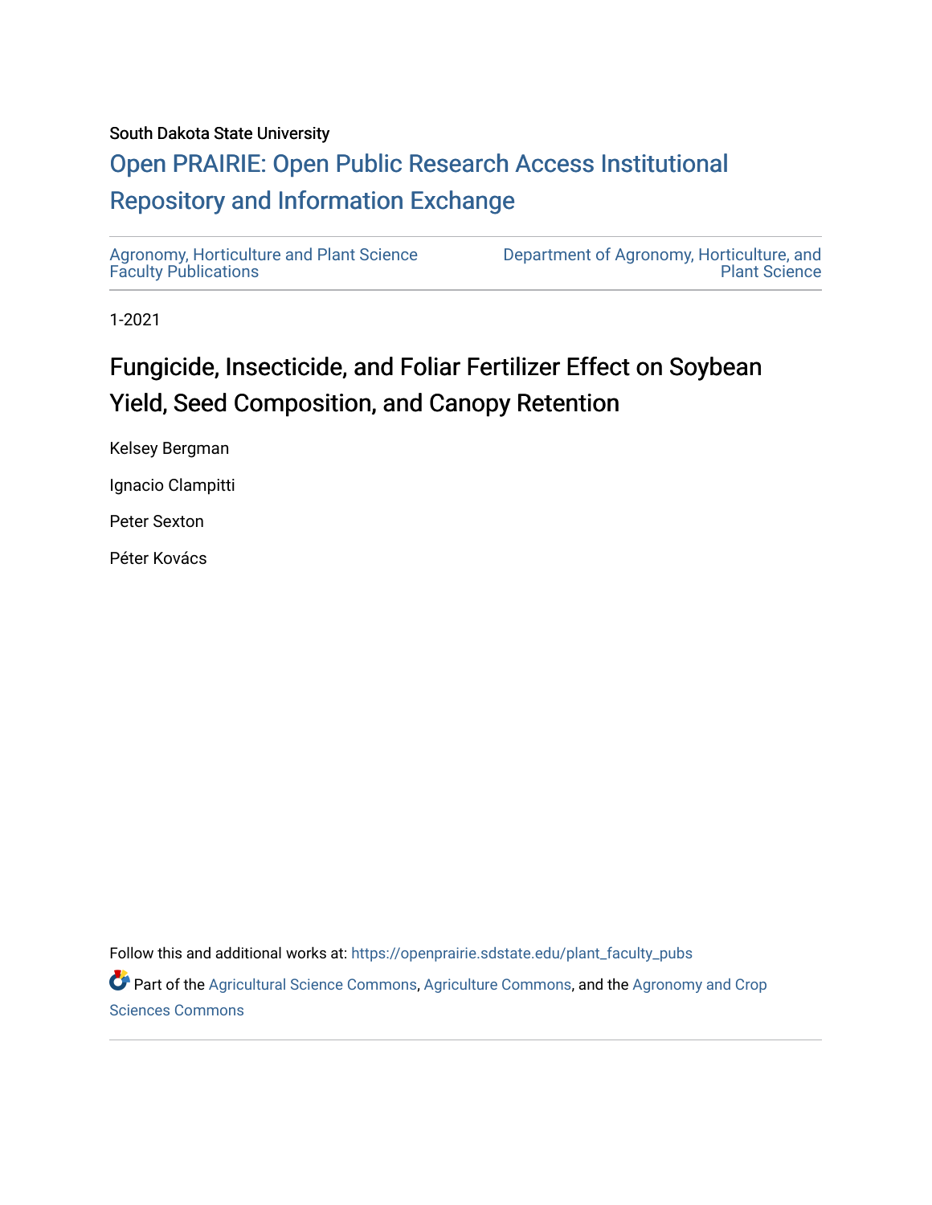South Dakota State University

# Open PRAIRIE: Open Public Research Access Institutional Repository and Information Exchange

Agronomy, Horticulture and Plant Science Faculty Publications

Department of Agronomy, Horticulture, and Plant Science

1-2021

## Fungicide, Insecticide, and Foliar Fertilizer Effect on Soybean Yield, Seed Composition, and Canopy Retention

Kelsey Bergman

Ignacio Clampitti

Peter Sexton

Péter Kovács

Follow this and additional works at: https://openprairie.sdstate.edu/plant_faculty_pubs

Part of the Agricultural Science Commons, Agriculture Commons, and the Agronomy and Crop Sciences Commons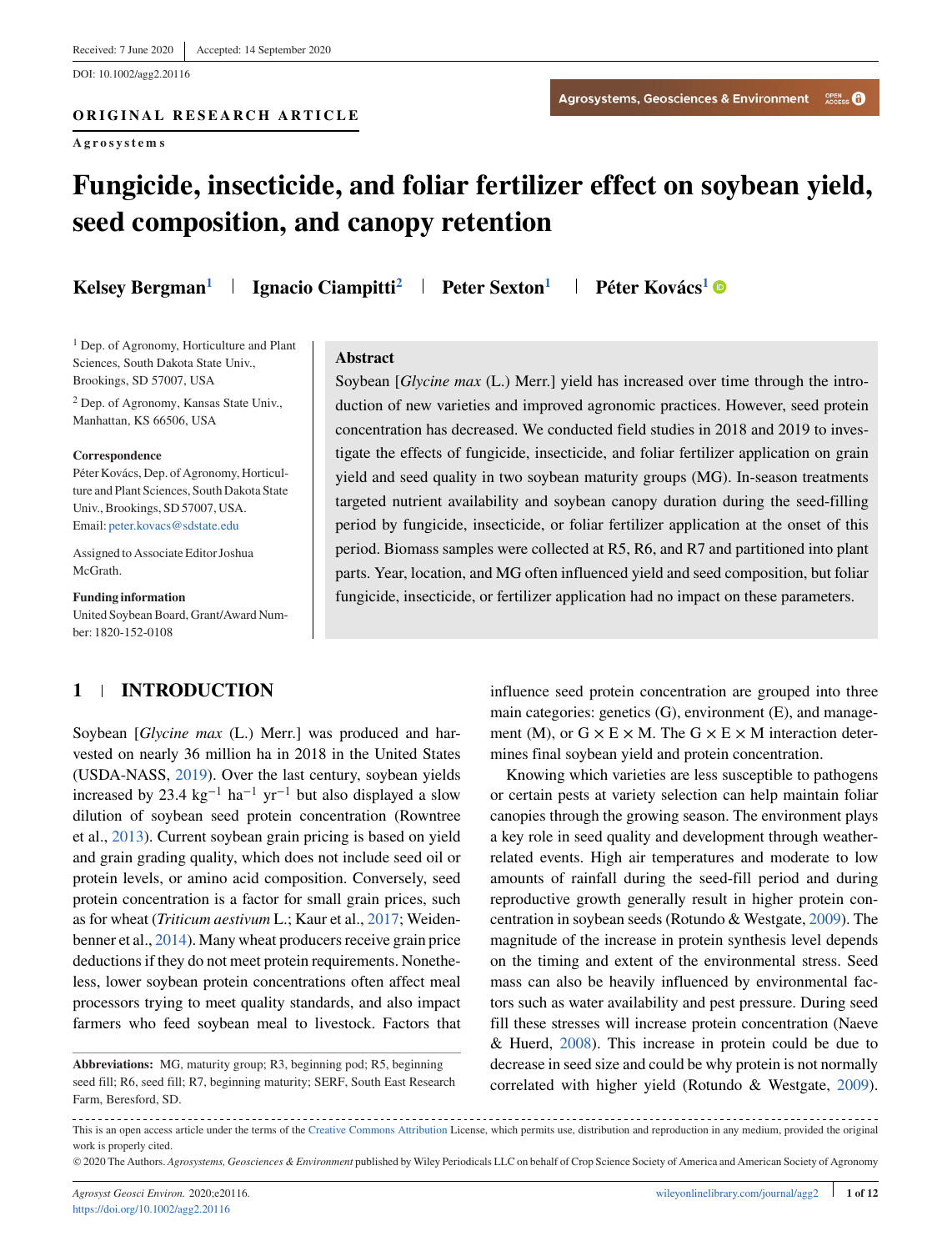Received: 7 June 2020 | Accepted: 14 September 2020

DOI: 10.1002/agg2.20116

**ORIGINAL RESEARCH ARTICLE**

**Agrosystems**

# Fungicide, insecticide, and foliar fertilizer effect on soybean yield, seed composition, and canopy retention

**Kelsey Bergman**[1] | **Ignacio Ciampitti**[2] | **Peter Sexton**[1] | **Péter Kovács**[1]

[1] Dep. of Agronomy, Horticulture and Plant Sciences, South Dakota State Univ., Brookings, SD 57007, USA

[2] Dep. of Agronomy, Kansas State Univ., Manhattan, KS 66506, USA

**Correspondence**
Péter Kovács, Dep. of Agronomy, Horticulture and Plant Sciences, South Dakota State Univ., Brookings, SD 57007, USA.
Email: peter.kovacs@sdstate.edu

Assigned to Associate Editor Joshua McGrath.

**Funding information**
United Soybean Board, Grant/Award Number: 1820-152-0108

## Abstract

Soybean [*Glycine max* (L.) Merr.] yield has increased over time through the introduction of new varieties and improved agronomic practices. However, seed protein concentration has decreased. We conducted field studies in 2018 and 2019 to investigate the effects of fungicide, insecticide, and foliar fertilizer application on grain yield and seed quality in two soybean maturity groups (MG). In-season treatments targeted nutrient availability and soybean canopy duration during the seed-filling period by fungicide, insecticide, or foliar fertilizer application at the onset of this period. Biomass samples were collected at R5, R6, and R7 and partitioned into plant parts. Year, location, and MG often influenced yield and seed composition, but foliar fungicide, insecticide, or fertilizer application had no impact on these parameters.

## 1 | INTRODUCTION

Soybean [*Glycine max* (L.) Merr.] was produced and harvested on nearly 36 million ha in 2018 in the United States (USDA-NASS, 2019). Over the last century, soybean yields increased by 23.4 kg$^{-1}$ ha$^{-1}$ yr$^{-1}$ but also displayed a slow dilution of soybean seed protein concentration (Rowntree et al., 2013). Current soybean grain pricing is based on yield and grain grading quality, which does not include seed oil or protein levels, or amino acid composition. Conversely, seed protein concentration is a factor for small grain prices, such as for wheat (*Triticum aestivum* L.; Kaur et al., 2017; Weidenbenner et al., 2014). Many wheat producers receive grain price deductions if they do not meet protein requirements. Nonetheless, lower soybean protein concentrations often affect meal processors trying to meet quality standards, and also impact farmers who feed soybean meal to livestock. Factors that influence seed protein concentration are grouped into three main categories: genetics (G), environment (E), and management (M), or G × E × M. The G × E × M interaction determines final soybean yield and protein concentration.

Knowing which varieties are less susceptible to pathogens or certain pests at variety selection can help maintain foliar canopies through the growing season. The environment plays a key role in seed quality and development through weather-related events. High air temperatures and moderate to low amounts of rainfall during the seed-fill period and during reproductive growth generally result in higher protein concentration in soybean seeds (Rotundo & Westgate, 2009). The magnitude of the increase in protein synthesis level depends on the timing and extent of the environmental stress. Seed mass can also be heavily influenced by environmental factors such as water availability and pest pressure. During seed fill these stresses will increase protein concentration (Naeve & Huerd, 2008). This increase in protein could be due to decrease in seed size and could be why protein is not normally correlated with higher yield (Rotundo & Westgate, 2009).

**Abbreviations:** MG, maturity group; R3, beginning pod; R5, beginning seed fill; R6, seed fill; R7, beginning maturity; SERF, South East Research Farm, Beresford, SD.

This is an open access article under the terms of the Creative Commons Attribution License, which permits use, distribution and reproduction in any medium, provided the original work is properly cited.

© 2020 The Authors. *Agrosystems, Geosciences & Environment* published by Wiley Periodicals LLC on behalf of Crop Science Society of America and American Society of Agronomy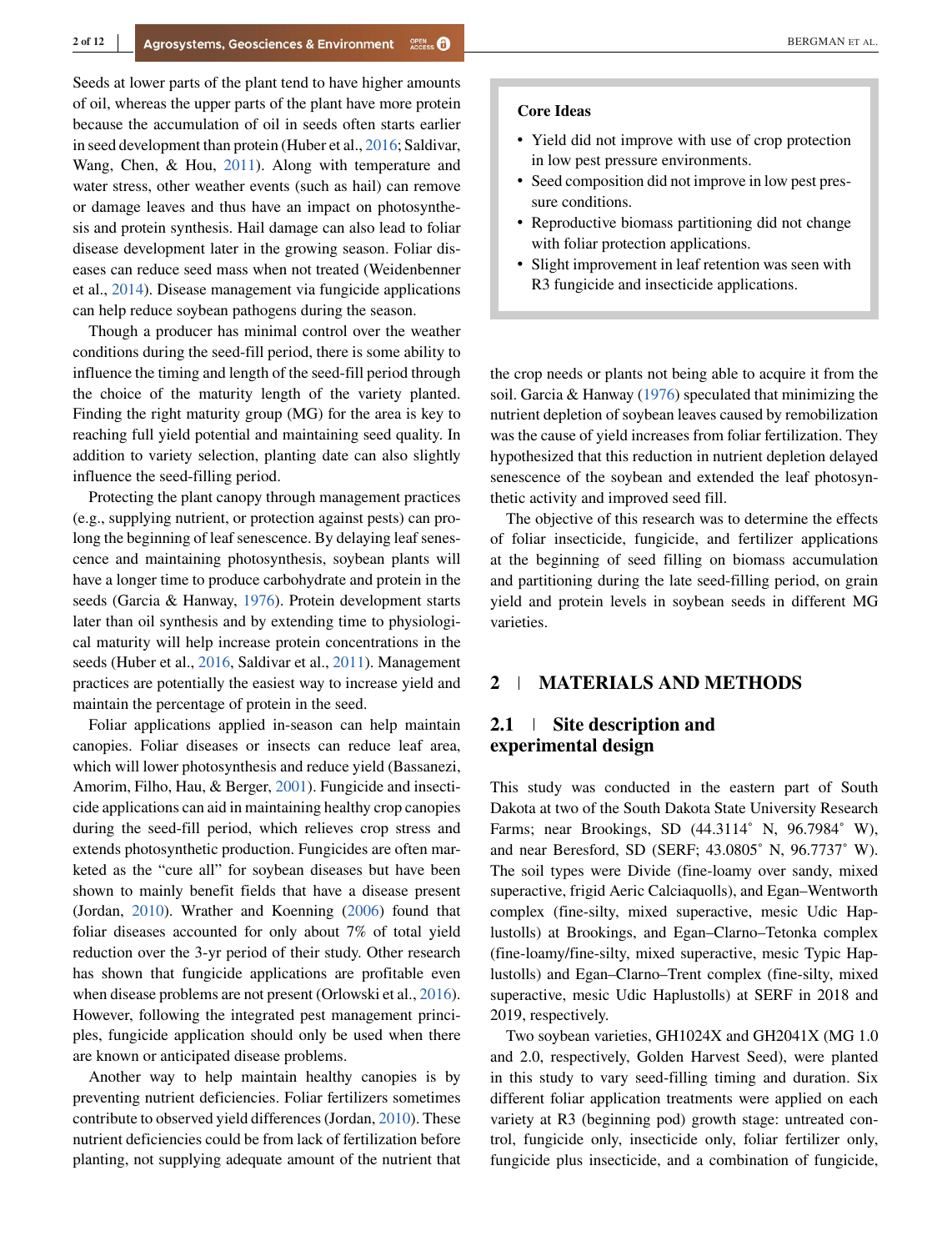Seeds at lower parts of the plant tend to have higher amounts of oil, whereas the upper parts of the plant have more protein because the accumulation of oil in seeds often starts earlier in seed development than protein (Huber et al., 2016; Saldivar, Wang, Chen, & Hou, 2011). Along with temperature and water stress, other weather events (such as hail) can remove or damage leaves and thus have an impact on photosynthesis and protein synthesis. Hail damage can also lead to foliar disease development later in the growing season. Foliar diseases can reduce seed mass when not treated (Weidenbenner et al., 2014). Disease management via fungicide applications can help reduce soybean pathogens during the season.

Though a producer has minimal control over the weather conditions during the seed-fill period, there is some ability to influence the timing and length of the seed-fill period through the choice of the maturity length of the variety planted. Finding the right maturity group (MG) for the area is key to reaching full yield potential and maintaining seed quality. In addition to variety selection, planting date can also slightly influence the seed-filling period.

Protecting the plant canopy through management practices (e.g., supplying nutrient, or protection against pests) can prolong the beginning of leaf senescence. By delaying leaf senescence and maintaining photosynthesis, soybean plants will have a longer time to produce carbohydrate and protein in the seeds (Garcia & Hanway, 1976). Protein development starts later than oil synthesis and by extending time to physiological maturity will help increase protein concentrations in the seeds (Huber et al., 2016, Saldivar et al., 2011). Management practices are potentially the easiest way to increase yield and maintain the percentage of protein in the seed.

Foliar applications applied in-season can help maintain canopies. Foliar diseases or insects can reduce leaf area, which will lower photosynthesis and reduce yield (Bassanezi, Amorim, Filho, Hau, & Berger, 2001). Fungicide and insecticide applications can aid in maintaining healthy crop canopies during the seed-fill period, which relieves crop stress and extends photosynthetic production. Fungicides are often marketed as the "cure all" for soybean diseases but have been shown to mainly benefit fields that have a disease present (Jordan, 2010). Wrather and Koenning (2006) found that foliar diseases accounted for only about 7% of total yield reduction over the 3-yr period of their study. Other research has shown that fungicide applications are profitable even when disease problems are not present (Orlowski et al., 2016). However, following the integrated pest management principles, fungicide application should only be used when there are known or anticipated disease problems.

Another way to help maintain healthy canopies is by preventing nutrient deficiencies. Foliar fertilizers sometimes contribute to observed yield differences (Jordan, 2010). These nutrient deficiencies could be from lack of fertilization before planting, not supplying adequate amount of the nutrient that the crop needs or plants not being able to acquire it from the soil. Garcia & Hanway (1976) speculated that minimizing the nutrient depletion of soybean leaves caused by remobilization was the cause of yield increases from foliar fertilization. They hypothesized that this reduction in nutrient depletion delayed senescence of the soybean and extended the leaf photosynthetic activity and improved seed fill.

**Core Ideas**

- Yield did not improve with use of crop protection in low pest pressure environments.
- Seed composition did not improve in low pest pressure conditions.
- Reproductive biomass partitioning did not change with foliar protection applications.
- Slight improvement in leaf retention was seen with R3 fungicide and insecticide applications.

The objective of this research was to determine the effects of foliar insecticide, fungicide, and fertilizer applications at the beginning of seed filling on biomass accumulation and partitioning during the late seed-filling period, on grain yield and protein levels in soybean seeds in different MG varieties.

## 2 | MATERIALS AND METHODS

### 2.1 | Site description and experimental design

This study was conducted in the eastern part of South Dakota at two of the South Dakota State University Research Farms; near Brookings, SD (44.3114˚ N, 96.7984˚ W), and near Beresford, SD (SERF; 43.0805˚ N, 96.7737˚ W). The soil types were Divide (fine-loamy over sandy, mixed superactive, frigid Aeric Calciaquolls), and Egan–Wentworth complex (fine-silty, mixed superactive, mesic Udic Haplustolls) at Brookings, and Egan–Clarno–Tetonka complex (fine-loamy/fine-silty, mixed superactive, mesic Typic Haplustolls) and Egan–Clarno–Trent complex (fine-silty, mixed superactive, mesic Udic Haplustolls) at SERF in 2018 and 2019, respectively.

Two soybean varieties, GH1024X and GH2041X (MG 1.0 and 2.0, respectively, Golden Harvest Seed), were planted in this study to vary seed-filling timing and duration. Six different foliar application treatments were applied on each variety at R3 (beginning pod) growth stage: untreated control, fungicide only, insecticide only, foliar fertilizer only, fungicide plus insecticide, and a combination of fungicide,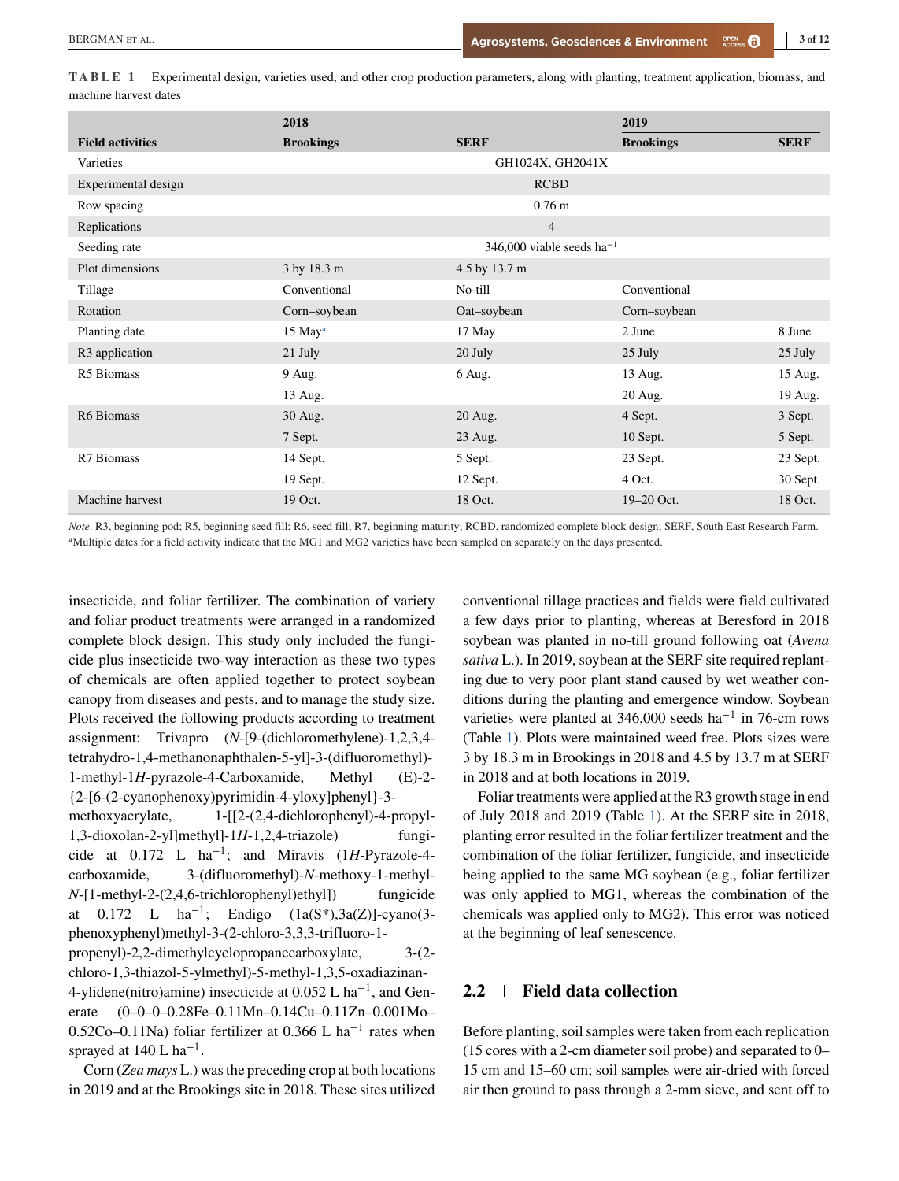**TABLE 1** Experimental design, varieties used, and other crop production parameters, along with planting, treatment application, biomass, and machine harvest dates

| Field activities | 2018 Brookings | 2018 SERF | 2019 Brookings | 2019 SERF |
|---|---|---|---|---|
| Varieties | GH1024X, GH2041X | | | |
| Experimental design | RCBD | | | |
| Row spacing | 0.76 m | | | |
| Replications | 4 | | | |
| Seeding rate | 346,000 viable seeds ha$^{-1}$ | | | |
| Plot dimensions | 3 by 18.3 m | 4.5 by 13.7 m | | |
| Tillage | Conventional | No-till | Conventional | |
| Rotation | Corn–soybean | Oat–soybean | Corn–soybean | |
| Planting date | 15 May[a] | 17 May | 2 June | 8 June |
| R3 application | 21 July | 20 July | 25 July | 25 July |
| R5 Biomass | 9 Aug. | 6 Aug. | 13 Aug. | 15 Aug. |
| | 13 Aug. | | 20 Aug. | 19 Aug. |
| R6 Biomass | 30 Aug. | 20 Aug. | 4 Sept. | 3 Sept. |
| | 7 Sept. | 23 Aug. | 10 Sept. | 5 Sept. |
| R7 Biomass | 14 Sept. | 5 Sept. | 23 Sept. | 23 Sept. |
| | 19 Sept. | 12 Sept. | 4 Oct. | 30 Sept. |
| Machine harvest | 19 Oct. | 18 Oct. | 19–20 Oct. | 18 Oct. |

*Note*. R3, beginning pod; R5, beginning seed fill; R6, seed fill; R7, beginning maturity; RCBD, randomized complete block design; SERF, South East Research Farm.
[a]Multiple dates for a field activity indicate that the MG1 and MG2 varieties have been sampled on separately on the days presented.

insecticide, and foliar fertilizer. The combination of variety and foliar product treatments were arranged in a randomized complete block design. This study only included the fungicide plus insecticide two-way interaction as these two types of chemicals are often applied together to protect soybean canopy from diseases and pests, and to manage the study size. Plots received the following products according to treatment assignment: Trivapro (*N*-[9-(dichloromethylene)-1,2,3,4-tetrahydro-1,4-methanonaphthalen-5-yl]-3-(difluoromethyl)-1-methyl-1*H*-pyrazole-4-Carboxamide, Methyl (E)-2-{2-[6-(2-cyanophenoxy)pyrimidin-4-yloxy]phenyl}-3-methoxyacrylate, 1-[[2-(2,4-dichlorophenyl)-4-propyl-1,3-dioxolan-2-yl]methyl]-1*H*-1,2,4-triazole) fungicide at 0.172 L ha$^{-1}$; and Miravis (1*H*-Pyrazole-4-carboxamide, 3-(difluoromethyl)-*N*-methoxy-1-methyl-*N*-[1-methyl-2-(2,4,6-trichlorophenyl)ethyl]) fungicide at 0.172 L ha$^{-1}$; Endigo (1a(S*),3a(Z)]-cyano(3-phenoxyphenyl)methyl-3-(2-chloro-3,3,3-trifluoro-1-propenyl)-2,2-dimethylcyclopropanecarboxylate, 3-(2-chloro-1,3-thiazol-5-ylmethyl)-5-methyl-1,3,5-oxadiazinan-4-ylidene(nitro)amine) insecticide at 0.052 L ha$^{-1}$, and Generate (0–0–0–0.28Fe–0.11Mn–0.14Cu–0.11Zn–0.001Mo–0.52Co–0.11Na) foliar fertilizer at 0.366 L ha$^{-1}$ rates when sprayed at 140 L ha$^{-1}$.

Corn (*Zea mays* L.) was the preceding crop at both locations in 2019 and at the Brookings site in 2018. These sites utilized conventional tillage practices and fields were field cultivated a few days prior to planting, whereas at Beresford in 2018 soybean was planted in no-till ground following oat (*Avena sativa* L.). In 2019, soybean at the SERF site required replanting due to very poor plant stand caused by wet weather conditions during the planting and emergence window. Soybean varieties were planted at 346,000 seeds ha$^{-1}$ in 76-cm rows (Table 1). Plots were maintained weed free. Plots sizes were 3 by 18.3 m in Brookings in 2018 and 4.5 by 13.7 m at SERF in 2018 and at both locations in 2019.

Foliar treatments were applied at the R3 growth stage in end of July 2018 and 2019 (Table 1). At the SERF site in 2018, planting error resulted in the foliar fertilizer treatment and the combination of the foliar fertilizer, fungicide, and insecticide being applied to the same MG soybean (e.g., foliar fertilizer was only applied to MG1, whereas the combination of the chemicals was applied only to MG2). This error was noticed at the beginning of leaf senescence.

## 2.2 | Field data collection

Before planting, soil samples were taken from each replication (15 cores with a 2-cm diameter soil probe) and separated to 0–15 cm and 15–60 cm; soil samples were air-dried with forced air then ground to pass through a 2-mm sieve, and sent off to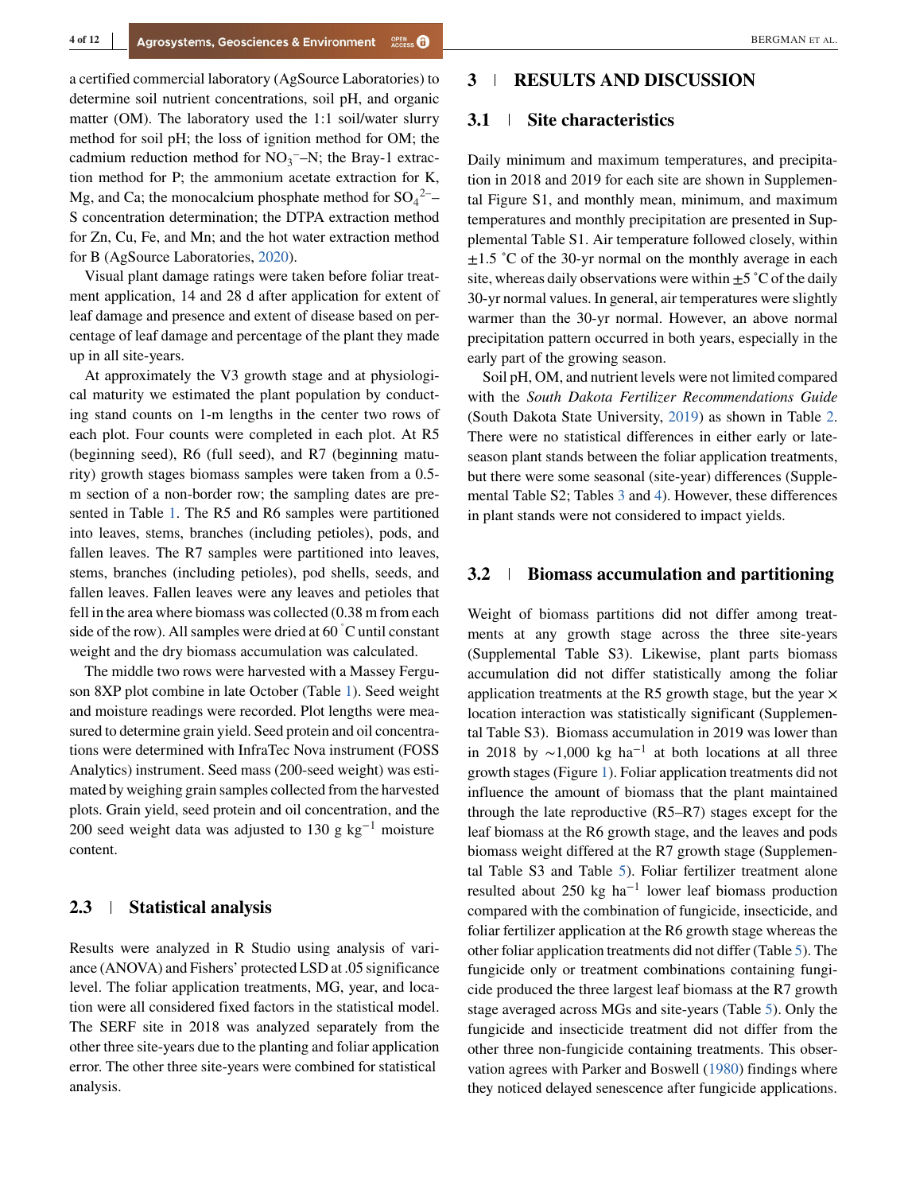a certified commercial laboratory (AgSource Laboratories) to determine soil nutrient concentrations, soil pH, and organic matter (OM). The laboratory used the 1:1 soil/water slurry method for soil pH; the loss of ignition method for OM; the cadmium reduction method for $NO_3^-$–N; the Bray-1 extraction method for P; the ammonium acetate extraction for K, Mg, and Ca; the monocalcium phosphate method for $SO_4^{2-}$–S concentration determination; the DTPA extraction method for Zn, Cu, Fe, and Mn; and the hot water extraction method for B (AgSource Laboratories, 2020).

Visual plant damage ratings were taken before foliar treatment application, 14 and 28 d after application for extent of leaf damage and presence and extent of disease based on percentage of leaf damage and percentage of the plant they made up in all site-years.

At approximately the V3 growth stage and at physiological maturity we estimated the plant population by conducting stand counts on 1-m lengths in the center two rows of each plot. Four counts were completed in each plot. At R5 (beginning seed), R6 (full seed), and R7 (beginning maturity) growth stages biomass samples were taken from a 0.5-m section of a non-border row; the sampling dates are presented in Table 1. The R5 and R6 samples were partitioned into leaves, stems, branches (including petioles), pods, and fallen leaves. The R7 samples were partitioned into leaves, stems, branches (including petioles), pod shells, seeds, and fallen leaves. Fallen leaves were any leaves and petioles that fell in the area where biomass was collected (0.38 m from each side of the row). All samples were dried at 60 ˚C until constant weight and the dry biomass accumulation was calculated.

The middle two rows were harvested with a Massey Ferguson 8XP plot combine in late October (Table 1). Seed weight and moisture readings were recorded. Plot lengths were measured to determine grain yield. Seed protein and oil concentrations were determined with InfraTec Nova instrument (FOSS Analytics) instrument. Seed mass (200-seed weight) was estimated by weighing grain samples collected from the harvested plots. Grain yield, seed protein and oil concentration, and the 200 seed weight data was adjusted to 130 g $kg^{-1}$ moisture content.

### 2.3 | Statistical analysis

Results were analyzed in R Studio using analysis of variance (ANOVA) and Fishers' protected LSD at .05 significance level. The foliar application treatments, MG, year, and location were all considered fixed factors in the statistical model. The SERF site in 2018 was analyzed separately from the other three site-years due to the planting and foliar application error. The other three site-years were combined for statistical analysis.

## 3 | RESULTS AND DISCUSSION

### 3.1 | Site characteristics

Daily minimum and maximum temperatures, and precipitation in 2018 and 2019 for each site are shown in Supplemental Figure S1, and monthly mean, minimum, and maximum temperatures and monthly precipitation are presented in Supplemental Table S1. Air temperature followed closely, within ±1.5 ˚C of the 30-yr normal on the monthly average in each site, whereas daily observations were within ±5 ˚C of the daily 30-yr normal values. In general, air temperatures were slightly warmer than the 30-yr normal. However, an above normal precipitation pattern occurred in both years, especially in the early part of the growing season.

Soil pH, OM, and nutrient levels were not limited compared with the *South Dakota Fertilizer Recommendations Guide* (South Dakota State University, 2019) as shown in Table 2. There were no statistical differences in either early or late-season plant stands between the foliar application treatments, but there were some seasonal (site-year) differences (Supplemental Table S2; Tables 3 and 4). However, these differences in plant stands were not considered to impact yields.

### 3.2 | Biomass accumulation and partitioning

Weight of biomass partitions did not differ among treatments at any growth stage across the three site-years (Supplemental Table S3). Likewise, plant parts biomass accumulation did not differ statistically among the foliar application treatments at the R5 growth stage, but the year × location interaction was statistically significant (Supplemental Table S3). Biomass accumulation in 2019 was lower than in 2018 by ∼1,000 kg $ha^{-1}$ at both locations at all three growth stages (Figure 1). Foliar application treatments did not influence the amount of biomass that the plant maintained through the late reproductive (R5–R7) stages except for the leaf biomass at the R6 growth stage, and the leaves and pods biomass weight differed at the R7 growth stage (Supplemental Table S3 and Table 5). Foliar fertilizer treatment alone resulted about 250 kg $ha^{-1}$ lower leaf biomass production compared with the combination of fungicide, insecticide, and foliar fertilizer application at the R6 growth stage whereas the other foliar application treatments did not differ (Table 5). The fungicide only or treatment combinations containing fungicide produced the three largest leaf biomass at the R7 growth stage averaged across MGs and site-years (Table 5). Only the fungicide and insecticide treatment did not differ from the other three non-fungicide containing treatments. This observation agrees with Parker and Boswell (1980) findings where they noticed delayed senescence after fungicide applications.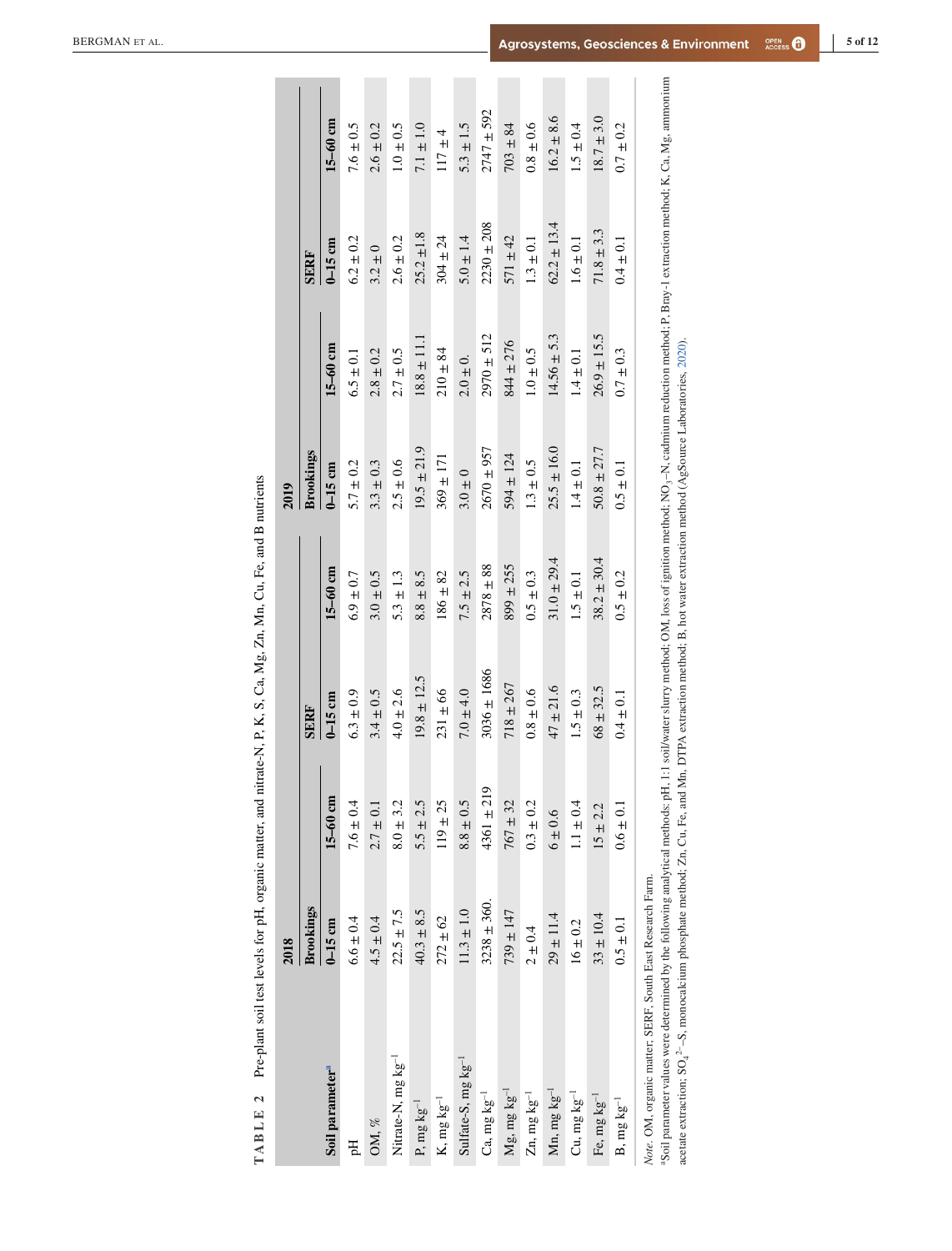**TABLE 2** Pre-plant soil test levels for pH, organic matter, and nitrate-N, P, K, S, Ca, Mg, Zn, Mn, Cu, Fe, and B nutrients

| Soil parameter[a] | 2018 | | | | 2019 | | | |
|---|---|---|---|---|---|---|---|---|
| | Brookings | | SERF | | Brookings | | SERF | |
| | 0–15 cm | 15–60 cm | 0–15 cm | 15–60 cm | 0–15 cm | 15–60 cm | 0–15 cm | 15–60 cm |
| pH | 6.6 ± 0.4 | 7.6 ± 0.4 | 6.3 ± 0.9 | 6.9 ± 0.7 | 5.7 ± 0.2 | 6.5 ± 0.1 | 6.2 ± 0.2 | 7.6 ± 0.5 |
| OM, % | 4.5 ± 0.4 | 2.7 ± 0.1 | 3.4 ± 0.5 | 3.0 ± 0.5 | 3.3 ± 0.3 | 2.8 ± 0.2 | 3.2 ± 0 | 2.6 ± 0.2 |
| Nitrate-N, mg kg$^{-1}$ | 22.5 ± 7.5 | 8.0 ± 3.2 | 4.0 ± 2.6 | 5.3 ± 1.3 | 2.5 ± 0.6 | 2.7 ± 0.5 | 2.6 ± 0.2 | 1.0 ± 0.5 |
| P, mg kg$^{-1}$ | 40.3 ± 8.5 | 5.5 ± 2.5 | 19.8 ± 12.5 | 8.8 ± 8.5 | 19.5 ± 21.9 | 18.8 ± 11.1 | 25.2 ±1.8 | 7.1 ± 1.0 |
| K, mg kg$^{-1}$ | 272 ± 62 | 119 ± 25 | 231 ± 66 | 186 ± 82 | 369 ± 171 | 210 ± 84 | 304 ± 24 | 117 ± 4 |
| Sulfate-S, mg kg$^{-1}$ | 11.3 ± 1.0 | 8.8 ± 0.5 | 7.0 ± 4.0 | 7.5 ± 2.5 | 3.0 ± 0 | 2.0 ± 0. | 5.0 ± 1.4 | 5.3 ± 1.5 |
| Ca, mg kg$^{-1}$ | 3238 ± 360. | 4361 ± 219 | 3036 ± 1686 | 2878 ± 88 | 2670 ± 957 | 2970 ± 512 | 2230 ± 208 | 2747 ± 592 |
| Mg, mg kg$^{-1}$ | 739 ± 147 | 767 ± 32 | 718 ± 267 | 899 ± 255 | 594 ± 124 | 844 ± 276 | 571 ± 42 | 703 ± 84 |
| Zn, mg kg$^{-1}$ | 2 ± 0.4 | 0.3 ± 0.2 | 0.8 ± 0.6 | 0.5 ± 0.3 | 1.3 ± 0.5 | 1.0 ± 0.5 | 1.3 ± 0.1 | 0.8 ± 0.6 |
| Mn, mg kg$^{-1}$ | 29 ± 11.4 | 6 ± 0.6 | 47 ± 21.6 | 31.0 ± 29.4 | 25.5 ± 16.0 | 14.56 ± 5.3 | 62.2 ± 13.4 | 16.2 ± 8.6 |
| Cu, mg kg$^{-1}$ | 16 ± 0.2 | 1.1 ± 0.4 | 1.5 ± 0.3 | 1.5 ± 0.1 | 1.4 ± 0.1 | 1.4 ± 0.1 | 1.6 ± 0.1 | 1.5 ± 0.4 |
| Fe, mg kg$^{-1}$ | 33 ± 10.4 | 15 ± 2.2 | 68 ± 32.5 | 38.2 ± 30.4 | 50.8 ± 27.7 | 26.9 ± 15.5 | 71.8 ± 3.3 | 18.7 ± 3.0 |
| B, mg kg$^{-1}$ | 0.5 ± 0.1 | 0.6 ± 0.1 | 0.4 ± 0.1 | 0.5 ± 0.2 | 0.5 ± 0.1 | 0.7 ± 0.3 | 0.4 ± 0.1 | 0.7 ± 0.2 |

*Note*. OM, organic matter; SERF, South East Research Farm.

[a]Soil parameter values were determined by the following analytical methods: pH, 1:1 soil/water slurry method; OM, loss of ignition method; $NO_3$–N, cadmium reduction method; P, Bray-1 extraction method; K, Ca, Mg, ammonium acetate extraction; $SO_4^{2-}$–S, monocalcium phosphate method; Zn, Cu, Fe, and Mn, DTPA extraction method; B, hot water extraction method (AgSource Laboratories, 2020).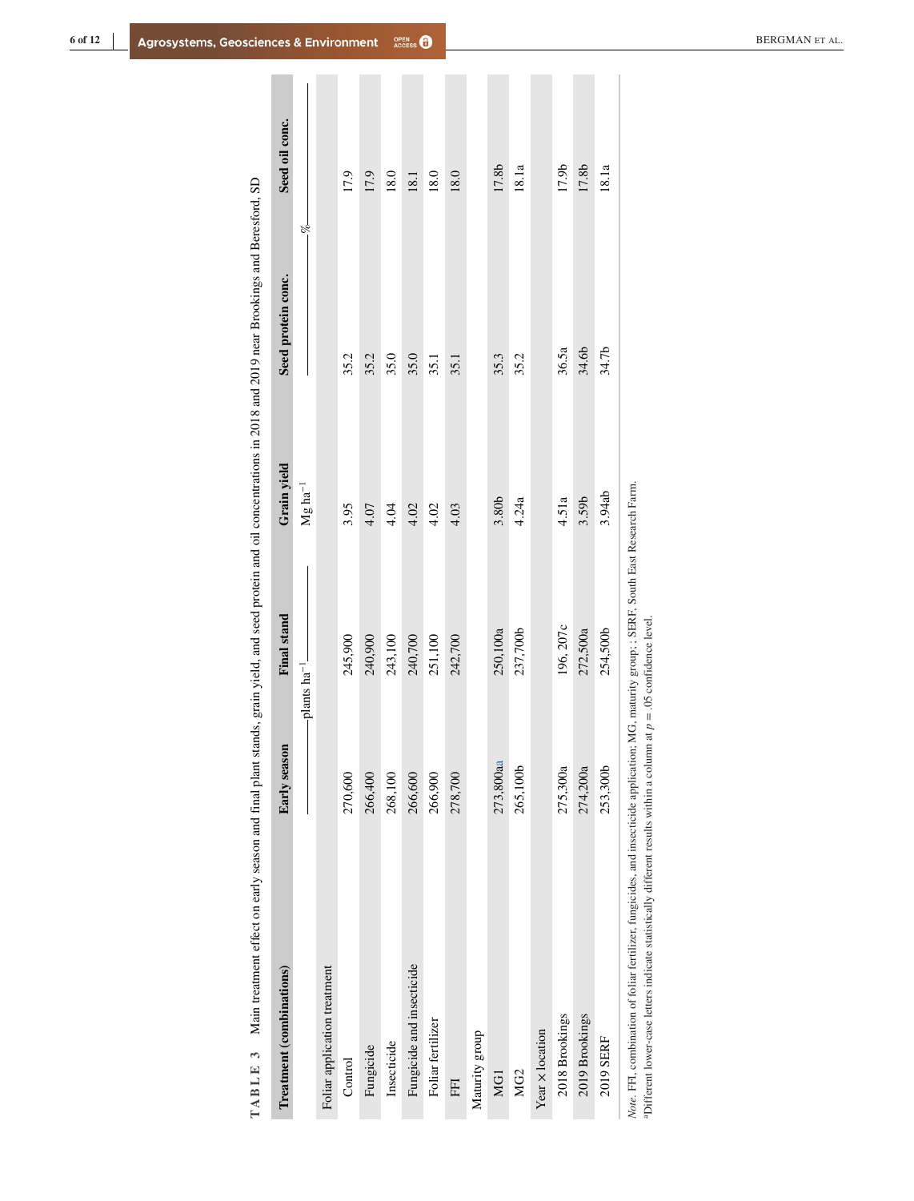**TABLE 3** Main treatment effect on early season and final plant stands, grain yield, and seed protein and oil concentrations in 2018 and 2019 near Brookings and Beresford, SD

| Treatment (combinations) | Early season | Final stand | Grain yield | Seed protein conc. | Seed oil conc. |
|---|---|---|---|---|---|
| | plants $ha^{-1}$ | | $Mg\ ha^{-1}$ | % | |
| Foliar application treatment | | | | | |
| Control | 270,600 | 245,900 | 3.95 | 35.2 | 17.9 |
| Fungicide | 266,400 | 240,900 | 4.07 | 35.2 | 17.9 |
| Insecticide | 268,100 | 243,100 | 4.04 | 35.0 | 18.0 |
| Fungicide and insecticide | 266,600 | 240,700 | 4.02 | 35.0 | 18.1 |
| Foliar fertilizer | 266,900 | 251,100 | 4.02 | 35.1 | 18.0 |
| FFI | 278,700 | 242,700 | 4.03 | 35.1 | 18.0 |
| Maturity group | | | | | |
| MG1 | 273,800a[a] | 250,100a | 3.80b | 35.3 | 17.8b |
| MG2 | 265,100b | 237,700b | 4.24a | 35.2 | 18.1a |
| Year × location | | | | | |
| 2018 Brookings | 275,300a | 196, 207c | 4.51a | 36.5a | 17.9b |
| 2019 Brookings | 274,200a | 272,500a | 3.59b | 34.6b | 17.8b |
| 2019 SERF | 253,300b | 254,500b | 3.94ab | 34.7b | 18.1a |

*Note*. FFI, combination of foliar fertilizer, fungicides, and insecticide application; MG, maturity group; ; SERF, South East Research Farm.

[a]Different lower-case letters indicate statistically different results within a column at $p = .05$ confidence level.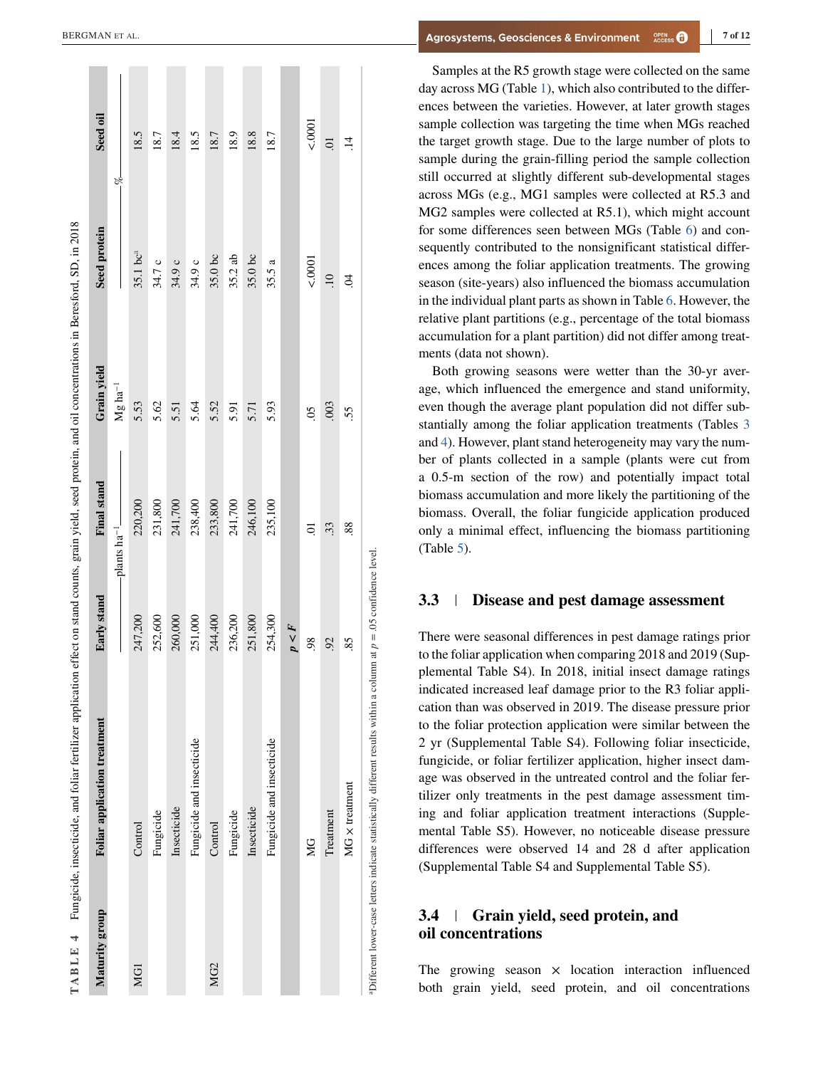**TABLE 4** Fungicide, insecticide, and foliar fertilizer application effect on stand counts, grain yield, seed protein, and oil concentrations in Beresford, SD, in 2018

| Maturity group | Foliar application treatment | Early stand | Final stand | Grain yield | Seed protein | Seed oil |
|---|---|---|---|---|---|---|
| | | plants ha$^{-1}$ | | Mg ha$^{-1}$ | % | |
| MG1 | Control | 247,200 | 220,200 | 5.53 | 35.1 bc[a] | 18.5 |
| | Fungicide | 252,600 | 231,800 | 5.62 | 34.7 c | 18.7 |
| | Insecticide | 260,000 | 241,700 | 5.51 | 34.9 c | 18.4 |
| | Fungicide and insecticide | 251,000 | 238,400 | 5.64 | 34.9 c | 18.5 |
| MG2 | Control | 244,400 | 233,800 | 5.52 | 35.0 bc | 18.7 |
| | Fungicide | 236,200 | 241,700 | 5.91 | 35.2 ab | 18.9 |
| | Insecticide | 251,800 | 246,100 | 5.71 | 35.0 bc | 18.8 |
| | Fungicide and insecticide | 254,300 | 235,100 | 5.93 | 35.5 a | 18.7 |
| | | $p < F$ | | | | |
| | MG | .98 | .01 | .05 | <.0001 | <.0001 |
| | Treatment | .92 | .33 | .003 | .10 | .01 |
| | MG × treatment | .85 | .88 | .55 | .04 | .14 |

[a]Different lower-case letters indicate statistically different results within a column at $p = .05$ confidence level.

Samples at the R5 growth stage were collected on the same day across MG (Table 1), which also contributed to the differences between the varieties. However, at later growth stages sample collection was targeting the time when MGs reached the target growth stage. Due to the large number of plots to sample during the grain-filling period the sample collection still occurred at slightly different sub-developmental stages across MGs (e.g., MG1 samples were collected at R5.3 and MG2 samples were collected at R5.1), which might account for some differences seen between MGs (Table 6) and consequently contributed to the nonsignificant statistical differences among the foliar application treatments. The growing season (site-years) also influenced the biomass accumulation in the individual plant parts as shown in Table 6. However, the relative plant partitions (e.g., percentage of the total biomass accumulation for a plant partition) did not differ among treatments (data not shown).

Both growing seasons were wetter than the 30-yr average, which influenced the emergence and stand uniformity, even though the average plant population did not differ substantially among the foliar application treatments (Tables 3 and 4). However, plant stand heterogeneity may vary the number of plants collected in a sample (plants were cut from a 0.5-m section of the row) and potentially impact total biomass accumulation and more likely the partitioning of the biomass. Overall, the foliar fungicide application produced only a minimal effect, influencing the biomass partitioning (Table 5).

## 3.3 | Disease and pest damage assessment

There were seasonal differences in pest damage ratings prior to the foliar application when comparing 2018 and 2019 (Supplemental Table S4). In 2018, initial insect damage ratings indicated increased leaf damage prior to the R3 foliar application than was observed in 2019. The disease pressure prior to the foliar protection application were similar between the 2 yr (Supplemental Table S4). Following foliar insecticide, fungicide, or foliar fertilizer application, higher insect damage was observed in the untreated control and the foliar fertilizer only treatments in the pest damage assessment timing and foliar application treatment interactions (Supplemental Table S5). However, no noticeable disease pressure differences were observed 14 and 28 d after application (Supplemental Table S4 and Supplemental Table S5).

## 3.4 | Grain yield, seed protein, and oil concentrations

The growing season × location interaction influenced both grain yield, seed protein, and oil concentrations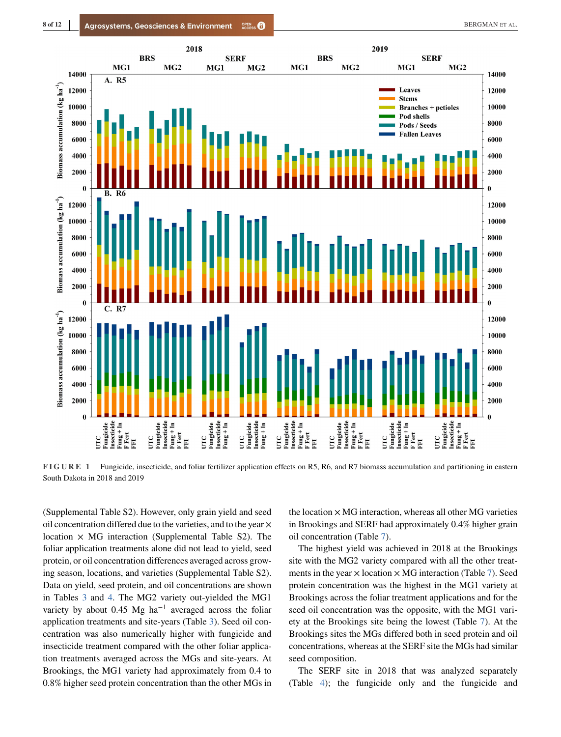FIGURE 1 Fungicide, insecticide, and foliar fertilizer application effects on R5, R6, and R7 biomass accumulation and partitioning in eastern South Dakota in 2018 and 2019

(Supplemental Table S2). However, only grain yield and seed oil concentration differed due to the varieties, and to the year × location × MG interaction (Supplemental Table S2). The foliar application treatments alone did not lead to yield, seed protein, or oil concentration differences averaged across growing season, locations, and varieties (Supplemental Table S2). Data on yield, seed protein, and oil concentrations are shown in Tables 3 and 4. The MG2 variety out-yielded the MG1 variety by about 0.45 Mg ha$^{-1}$ averaged across the foliar application treatments and site-years (Table 3). Seed oil concentration was also numerically higher with fungicide and insecticide treatment compared with the other foliar application treatments averaged across the MGs and site-years. At Brookings, the MG1 variety had approximately from 0.4 to 0.8% higher seed protein concentration than the other MGs in the location × MG interaction, whereas all other MG varieties in Brookings and SERF had approximately 0.4% higher grain oil concentration (Table 7).

The highest yield was achieved in 2018 at the Brookings site with the MG2 variety compared with all the other treatments in the year × location × MG interaction (Table 7). Seed protein concentration was the highest in the MG1 variety at Brookings across the foliar treatment applications and for the seed oil concentration was the opposite, with the MG1 variety at the Brookings site being the lowest (Table 7). At the Brookings sites the MGs differed both in seed protein and oil concentrations, whereas at the SERF site the MGs had similar seed composition.

The SERF site in 2018 that was analyzed separately (Table 4); the fungicide only and the fungicide and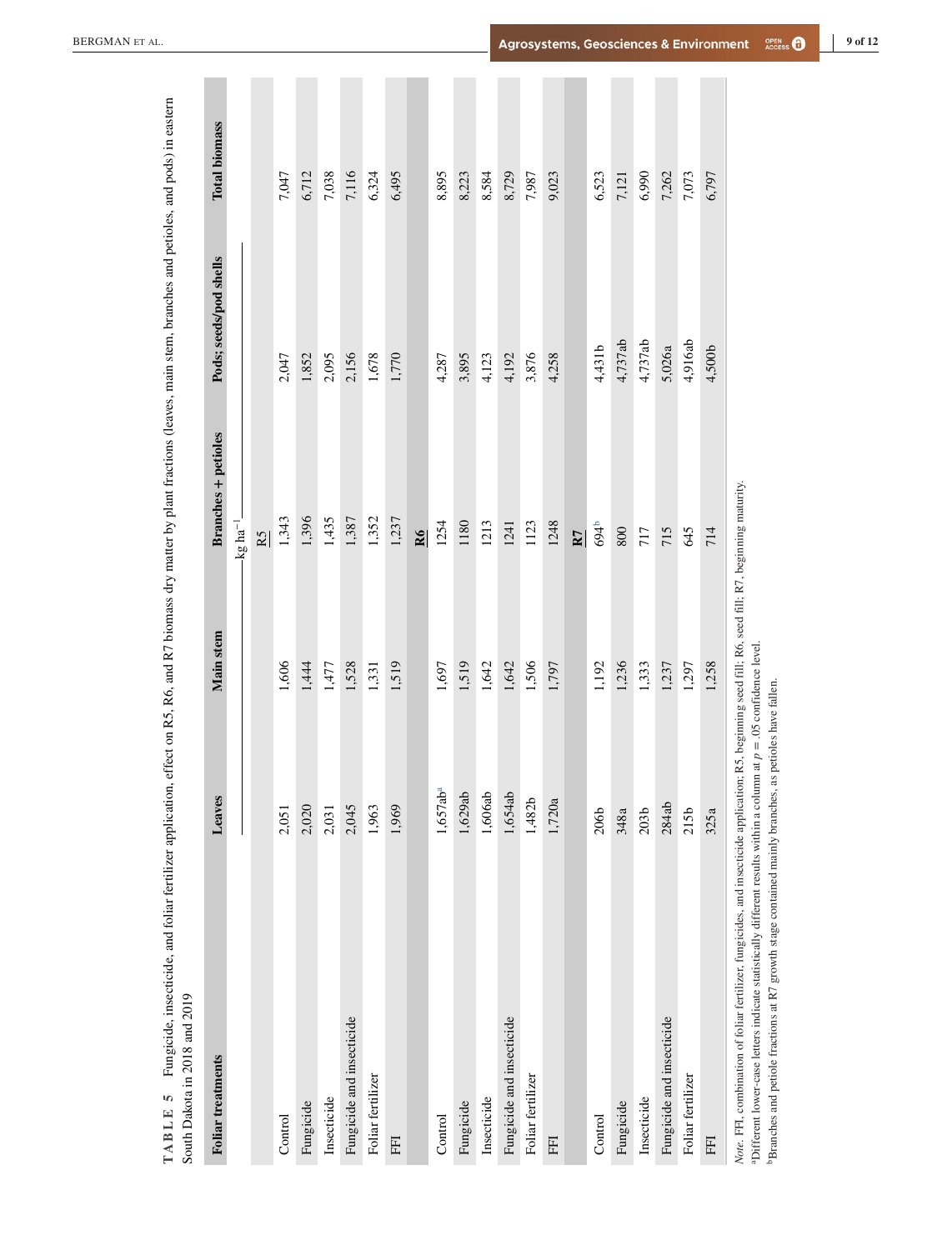**TABLE 5** Fungicide, insecticide, and foliar fertilizer application, effect on R5, R6, and R7 biomass dry matter by plant fractions (leaves, main stem, branches and petioles, and pods) in eastern South Dakota in 2018 and 2019

| Foliar treatments | Leaves | Main stem | Branches + petioles | Pods; seeds/pod shells | Total biomass |
|---|---|---|---|---|---|
| | kg ha$^{-1}$ | | | | |
| **R5** | | | | | |
| Control | 2,051 | 1,606 | 1,343 | 2,047 | 7,047 |
| Fungicide | 2,020 | 1,444 | 1,396 | 1,852 | 6,712 |
| Insecticide | 2,031 | 1,477 | 1,435 | 2,095 | 7,038 |
| Fungicide and insecticide | 2,045 | 1,528 | 1,387 | 2,156 | 7,116 |
| Foliar fertilizer | 1,963 | 1,331 | 1,352 | 1,678 | 6,324 |
| FFI | 1,969 | 1,519 | 1,237 | 1,770 | 6,495 |
| **R6** | | | | | |
| Control | 1,657ab[a] | 1,697 | 1254 | 4,287 | 8,895 |
| Fungicide | 1,629ab | 1,519 | 1180 | 3,895 | 8,223 |
| Insecticide | 1,606ab | 1,642 | 1213 | 4,123 | 8,584 |
| Fungicide and insecticide | 1,654ab | 1,642 | 1241 | 4,192 | 8,729 |
| Foliar fertilizer | 1,482b | 1,506 | 1123 | 3,876 | 7,987 |
| FFI | 1,720a | 1,797 | 1248 | 4,258 | 9,023 |
| **R7** | | | | | |
| Control | 206b | 1,192 | 694[b] | 4,431b | 6,523 |
| Fungicide | 348a | 1,236 | 800 | 4,737ab | 7,121 |
| Insecticide | 203b | 1,333 | 717 | 4,737ab | 6,990 |
| Fungicide and insecticide | 284ab | 1,237 | 715 | 5,026a | 7,262 |
| Foliar fertilizer | 215b | 1,297 | 645 | 4,916ab | 7,073 |
| FFI | 325a | 1,258 | 714 | 4,500b | 6,797 |

*Note.* FFI, combination of foliar fertilizer, fungicides, and insecticide application; R5, beginning seed fill; R6, seed fill; R7, beginning maturity.

[a]Different lower-case letters indicate statistically different results within a column at $p = .05$ confidence level.

[b]Branches and petiole fractions at R7 growth stage contained mainly branches, as petioles have fallen.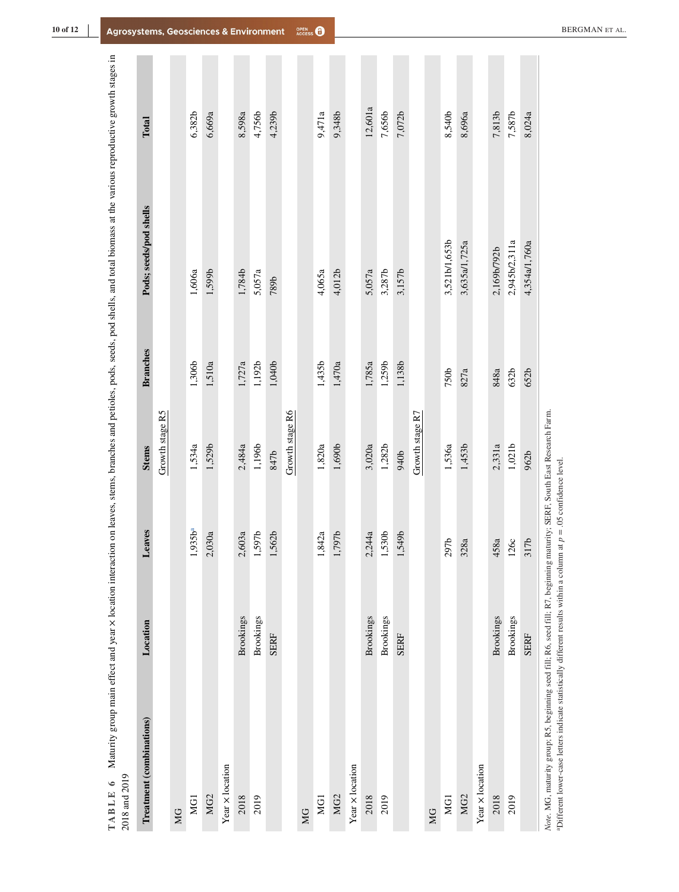**TABLE 6** Maturity group main effect and year × location interaction on leaves, stems, branches and petioles, pods, seeds, pod shells, and total biomass at the various reproductive growth stages in 2018 and 2019

| Treatment (combinations) | Location | Leaves | Stems | Branches | Pods; seeds/pod shells | Total |
|---|---|---|---|---|---|---|
| | | | Growth stage R5 | | | |
| MG | | | | | | |
| MG1 | | 1,935b[a] | 1,534a | 1,306b | 1,606a | 6,382b |
| MG2 | | 2,030a | 1,529b | 1,510a | 1,599b | 6,669a |
| Year × location | | | | | | |
| 2018 | Brookings | 2,603a | 2,484a | 1,727a | 1,784b | 8,598a |
| 2019 | Brookings | 1,597b | 1,196b | 1,192b | 5,057a | 4,756b |
| | SERF | 1,562b | 847b | 1,040b | 789b | 4,239b |
| | | | Growth stage R6 | | | |
| MG | | | | | | |
| MG1 | | 1,842a | 1,820a | 1,435b | 4,065a | 9,471a |
| MG2 | | 1,797b | 1,690b | 1,470a | 4,012b | 9,348b |
| Year × location | | | | | | |
| 2018 | Brookings | 2,244a | 3,020a | 1,785a | 5,057a | 12,601a |
| 2019 | Brookings | 1,530b | 1,282b | 1,259b | 3,287b | 7,656b |
| | SERF | 1,549b | 940b | 1,138b | 3,157b | 7,072b |
| | | | Growth stage R7 | | | |
| MG | | | | | | |
| MG1 | | 297b | 1,536a | 750b | 3,521b/1,653b | 8,540b |
| MG2 | | 328a | 1,453b | 827a | 3,635a/1,725a | 8,696a |
| Year × location | | | | | | |
| 2018 | Brookings | 458a | 2,331a | 848a | 2,169b/792b | 7,813b |
| 2019 | Brookings | 126c | 1,021b | 632b | 2,945b/2,311a | 7,587b |
| | SERF | 317b | 962b | 652b | 4,354a/1,760a | 8,024a |

*Note*. MG, maturity group; R5, beginning seed fill; R6, seed fill; R7, beginning maturity; SERF, South East Research Farm.

[a]Different lower-case letters indicate statistically different results within a column at $p = .05$ confidence level.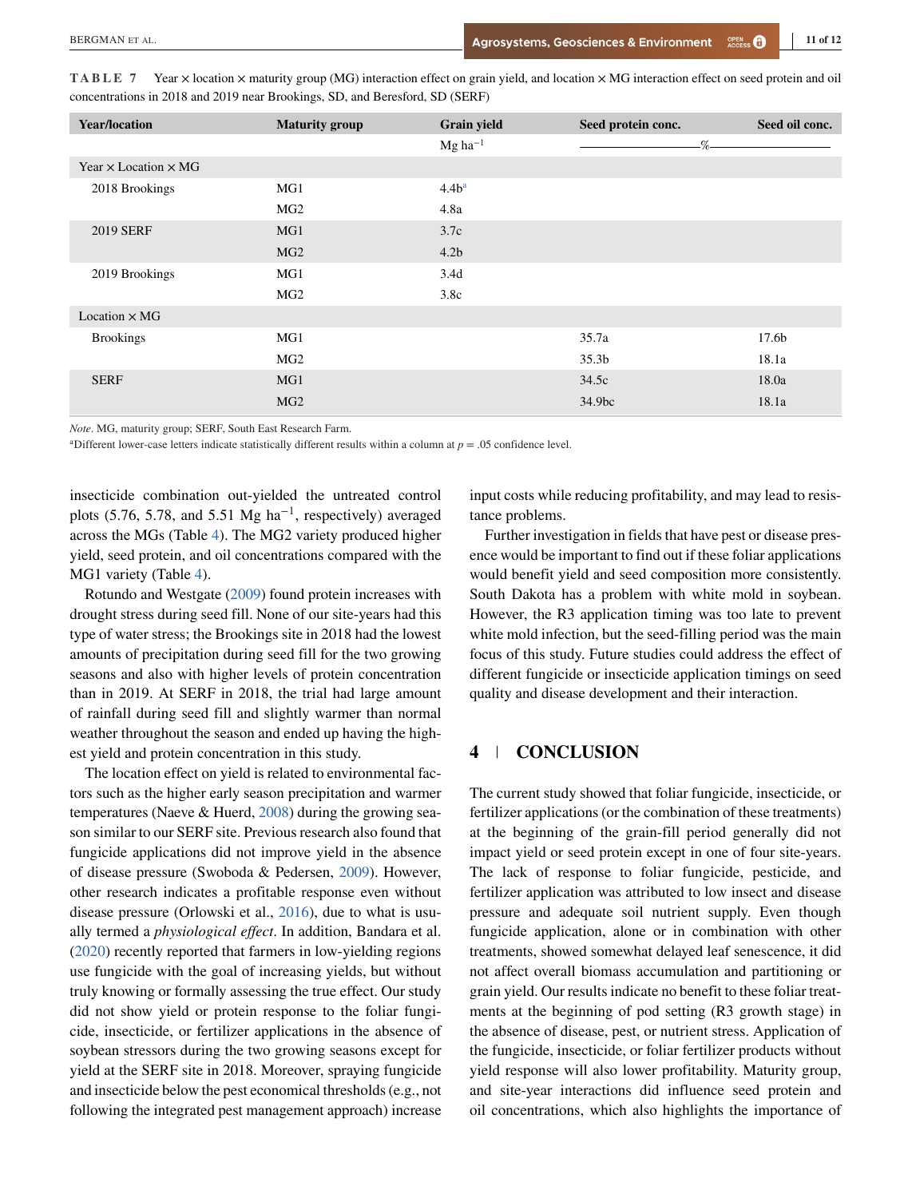**TABLE 7** Year × location × maturity group (MG) interaction effect on grain yield, and location × MG interaction effect on seed protein and oil concentrations in 2018 and 2019 near Brookings, SD, and Beresford, SD (SERF)

| Year/location | Maturity group | Grain yield | Seed protein conc. | Seed oil conc. |
|---|---|---|---|---|
| | | Mg ha$^{-1}$ | % | |
| Year × Location × MG | | | | |
| 2018 Brookings | MG1 | 4.4b[a] | | |
| | MG2 | 4.8a | | |
| 2019 SERF | MG1 | 3.7c | | |
| | MG2 | 4.2b | | |
| 2019 Brookings | MG1 | 3.4d | | |
| | MG2 | 3.8c | | |
| Location × MG | | | | |
| Brookings | MG1 | | 35.7a | 17.6b |
| | MG2 | | 35.3b | 18.1a |
| SERF | MG1 | | 34.5c | 18.0a |
| | MG2 | | 34.9bc | 18.1a |

*Note*. MG, maturity group; SERF, South East Research Farm.

[a]Different lower-case letters indicate statistically different results within a column at $p = .05$ confidence level.

insecticide combination out-yielded the untreated control plots (5.76, 5.78, and 5.51 Mg ha$^{-1}$, respectively) averaged across the MGs (Table 4). The MG2 variety produced higher yield, seed protein, and oil concentrations compared with the MG1 variety (Table 4).

Rotundo and Westgate (2009) found protein increases with drought stress during seed fill. None of our site-years had this type of water stress; the Brookings site in 2018 had the lowest amounts of precipitation during seed fill for the two growing seasons and also with higher levels of protein concentration than in 2019. At SERF in 2018, the trial had large amount of rainfall during seed fill and slightly warmer than normal weather throughout the season and ended up having the highest yield and protein concentration in this study.

The location effect on yield is related to environmental factors such as the higher early season precipitation and warmer temperatures (Naeve & Huerd, 2008) during the growing season similar to our SERF site. Previous research also found that fungicide applications did not improve yield in the absence of disease pressure (Swoboda & Pedersen, 2009). However, other research indicates a profitable response even without disease pressure (Orlowski et al., 2016), due to what is usually termed a *physiological effect*. In addition, Bandara et al. (2020) recently reported that farmers in low-yielding regions use fungicide with the goal of increasing yields, but without truly knowing or formally assessing the true effect. Our study did not show yield or protein response to the foliar fungicide, insecticide, or fertilizer applications in the absence of soybean stressors during the two growing seasons except for yield at the SERF site in 2018. Moreover, spraying fungicide and insecticide below the pest economical thresholds (e.g., not following the integrated pest management approach) increase input costs while reducing profitability, and may lead to resistance problems.

Further investigation in fields that have pest or disease presence would be important to find out if these foliar applications would benefit yield and seed composition more consistently. South Dakota has a problem with white mold in soybean. However, the R3 application timing was too late to prevent white mold infection, but the seed-filling period was the main focus of this study. Future studies could address the effect of different fungicide or insecticide application timings on seed quality and disease development and their interaction.

## 4 | CONCLUSION

The current study showed that foliar fungicide, insecticide, or fertilizer applications (or the combination of these treatments) at the beginning of the grain-fill period generally did not impact yield or seed protein except in one of four site-years. The lack of response to foliar fungicide, pesticide, and fertilizer application was attributed to low insect and disease pressure and adequate soil nutrient supply. Even though fungicide application, alone or in combination with other treatments, showed somewhat delayed leaf senescence, it did not affect overall biomass accumulation and partitioning or grain yield. Our results indicate no benefit to these foliar treatments at the beginning of pod setting (R3 growth stage) in the absence of disease, pest, or nutrient stress. Application of the fungicide, insecticide, or foliar fertilizer products without yield response will also lower profitability. Maturity group, and site-year interactions did influence seed protein and oil concentrations, which also highlights the importance of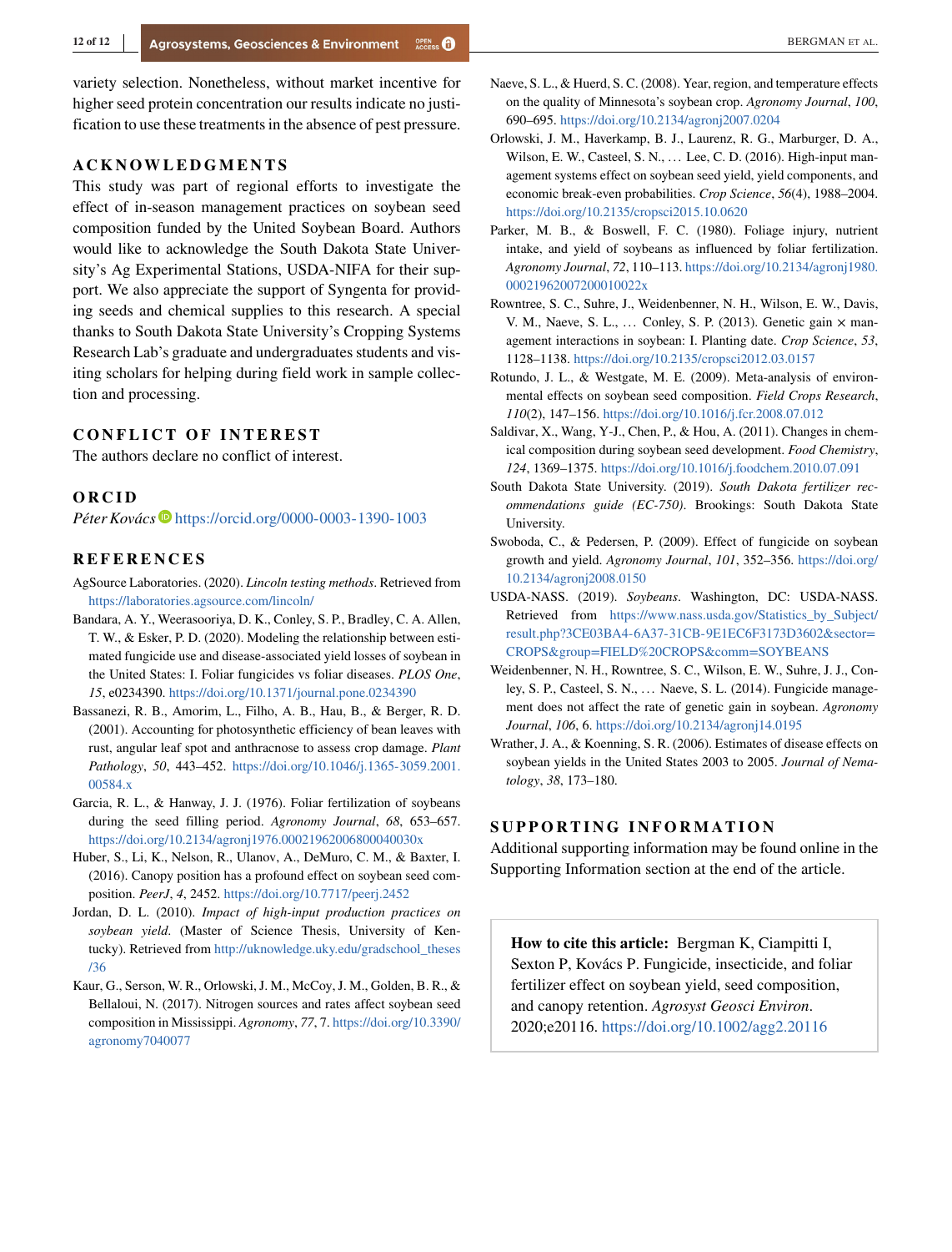variety selection. Nonetheless, without market incentive for higher seed protein concentration our results indicate no justification to use these treatments in the absence of pest pressure.

## ACKNOWLEDGMENTS

This study was part of regional efforts to investigate the effect of in-season management practices on soybean seed composition funded by the United Soybean Board. Authors would like to acknowledge the South Dakota State University's Ag Experimental Stations, USDA-NIFA for their support. We also appreciate the support of Syngenta for providing seeds and chemical supplies to this research. A special thanks to South Dakota State University's Cropping Systems Research Lab's graduate and undergraduates students and visiting scholars for helping during field work in sample collection and processing.

## CONFLICT OF INTEREST

The authors declare no conflict of interest.

## ORCID

*Péter Kovács* https://orcid.org/0000-0003-1390-1003

## REFERENCES

AgSource Laboratories. (2020). *Lincoln testing methods*. Retrieved from https://laboratories.agsource.com/lincoln/

Bandara, A. Y., Weerasooriya, D. K., Conley, S. P., Bradley, C. A. Allen, T. W., & Esker, P. D. (2020). Modeling the relationship between estimated fungicide use and disease-associated yield losses of soybean in the United States: I. Foliar fungicides vs foliar diseases. *PLOS One*, *15*, e0234390. https://doi.org/10.1371/journal.pone.0234390

Bassanezi, R. B., Amorim, L., Filho, A. B., Hau, B., & Berger, R. D. (2001). Accounting for photosynthetic efficiency of bean leaves with rust, angular leaf spot and anthracnose to assess crop damage. *Plant Pathology*, *50*, 443–452. https://doi.org/10.1046/j.1365-3059.2001.00584.x

Garcia, R. L., & Hanway, J. J. (1976). Foliar fertilization of soybeans during the seed filling period. *Agronomy Journal*, *68*, 653–657. https://doi.org/10.2134/agronj1976.00021962006800040030x

Huber, S., Li, K., Nelson, R., Ulanov, A., DeMuro, C. M., & Baxter, I. (2016). Canopy position has a profound effect on soybean seed composition. *PeerJ*, *4*, 2452. https://doi.org/10.7717/peerj.2452

Jordan, D. L. (2010). *Impact of high-input production practices on soybean yield*. (Master of Science Thesis, University of Kentucky). Retrieved from http://uknowledge.uky.edu/gradschool_theses/36

Kaur, G., Serson, W. R., Orlowski, J. M., McCoy, J. M., Golden, B. R., & Bellaloui, N. (2017). Nitrogen sources and rates affect soybean seed composition in Mississippi. *Agronomy*, *77*, 7. https://doi.org/10.3390/agronomy7040077

Naeve, S. L., & Huerd, S. C. (2008). Year, region, and temperature effects on the quality of Minnesota's soybean crop. *Agronomy Journal*, *100*, 690–695. https://doi.org/10.2134/agronj2007.0204

Orlowski, J. M., Haverkamp, B. J., Laurenz, R. G., Marburger, D. A., Wilson, E. W., Casteel, S. N., … Lee, C. D. (2016). High-input management systems effect on soybean seed yield, yield components, and economic break-even probabilities. *Crop Science*, *56*(4), 1988–2004. https://doi.org/10.2135/cropsci2015.10.0620

Parker, M. B., & Boswell, F. C. (1980). Foliage injury, nutrient intake, and yield of soybeans as influenced by foliar fertilization. *Agronomy Journal*, *72*, 110–113. https://doi.org/10.2134/agronj1980.00021962007200010022x

Rowntree, S. C., Suhre, J., Weidenbenner, N. H., Wilson, E. W., Davis, V. M., Naeve, S. L., … Conley, S. P. (2013). Genetic gain × management interactions in soybean: I. Planting date. *Crop Science*, *53*, 1128–1138. https://doi.org/10.2135/cropsci2012.03.0157

Rotundo, J. L., & Westgate, M. E. (2009). Meta-analysis of environmental effects on soybean seed composition. *Field Crops Research*, *110*(2), 147–156. https://doi.org/10.1016/j.fcr.2008.07.012

Saldivar, X., Wang, Y-J., Chen, P., & Hou, A. (2011). Changes in chemical composition during soybean seed development. *Food Chemistry*, *124*, 1369–1375. https://doi.org/10.1016/j.foodchem.2010.07.091

South Dakota State University. (2019). *South Dakota fertilizer recommendations guide (EC-750)*. Brookings: South Dakota State University.

Swoboda, C., & Pedersen, P. (2009). Effect of fungicide on soybean growth and yield. *Agronomy Journal*, *101*, 352–356. https://doi.org/10.2134/agronj2008.0150

USDA-NASS. (2019). *Soybeans*. Washington, DC: USDA-NASS. Retrieved from https://www.nass.usda.gov/Statistics_by_Subject/result.php?3CE03BA4-6A37-31CB-9E1EC6F3173D3602&sector=CROPS&group=FIELD%20CROPS&comm=SOYBEANS

Weidenbenner, N. H., Rowntree, S. C., Wilson, E. W., Suhre, J. J., Conley, S. P., Casteel, S. N., … Naeve, S. L. (2014). Fungicide management does not affect the rate of genetic gain in soybean. *Agronomy Journal*, *106*, 6. https://doi.org/10.2134/agronj14.0195

Wrather, J. A., & Koenning, S. R. (2006). Estimates of disease effects on soybean yields in the United States 2003 to 2005. *Journal of Nematology*, *38*, 173–180.

## SUPPORTING INFORMATION

Additional supporting information may be found online in the Supporting Information section at the end of the article.

**How to cite this article:** Bergman K, Ciampitti I, Sexton P, Kovács P. Fungicide, insecticide, and foliar fertilizer effect on soybean yield, seed composition, and canopy retention. *Agrosyst Geosci Environ*. 2020;e20116. https://doi.org/10.1002/agg2.20116